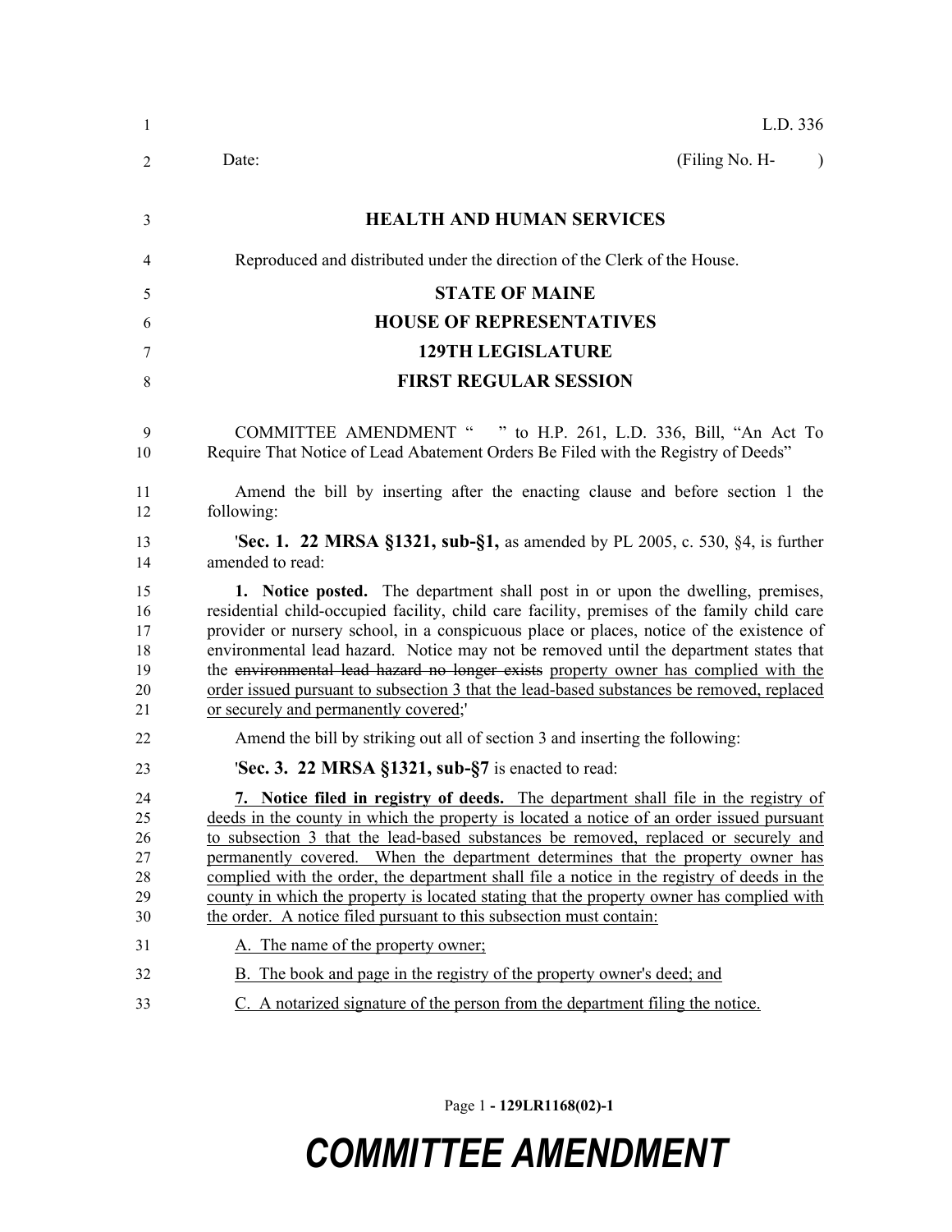L.D. 336

Date: (Filing No. H- )

# HEALTH AND HUMAN SERVICES

Reproduced and distributed under the direction of the Clerk of the House.

## STATE OF MAINE
## HOUSE OF REPRESENTATIVES
## 129TH LEGISLATURE
## FIRST REGULAR SESSION

COMMITTEE AMENDMENT " " to H.P. 261, L.D. 336, Bill, "An Act To Require That Notice of Lead Abatement Orders Be Filed with the Registry of Deeds"

Amend the bill by inserting after the enacting clause and before section 1 the following:

'**Sec. 1. 22 MRSA §1321, sub-§1,** as amended by PL 2005, c. 530, §4, is further amended to read:

**1. Notice posted.** The department shall post in or upon the dwelling, premises, residential child-occupied facility, child care facility, premises of the family child care provider or nursery school, in a conspicuous place or places, notice of the existence of environmental lead hazard. Notice may not be removed until the department states that the ~~environmental lead hazard no longer exists~~ <u>property owner has complied with the order issued pursuant to subsection 3 that the lead-based substances be removed, replaced or securely and permanently covered</u>;'

Amend the bill by striking out all of section 3 and inserting the following:

'**Sec. 3. 22 MRSA §1321, sub-§7** is enacted to read:

<u>**7. Notice filed in registry of deeds.** The department shall file in the registry of deeds in the county in which the property is located a notice of an order issued pursuant to subsection 3 that the lead-based substances be removed, replaced or securely and permanently covered. When the department determines that the property owner has complied with the order, the department shall file a notice in the registry of deeds in the county in which the property is located stating that the property owner has complied with the order. A notice filed pursuant to this subsection must contain:</u>

<u>A. The name of the property owner;</u>

<u>B. The book and page in the registry of the property owner's deed; and</u>

<u>C. A notarized signature of the person from the department filing the notice.</u>

Page 1 - 129LR1168(02)-1

**COMMITTEE AMENDMENT**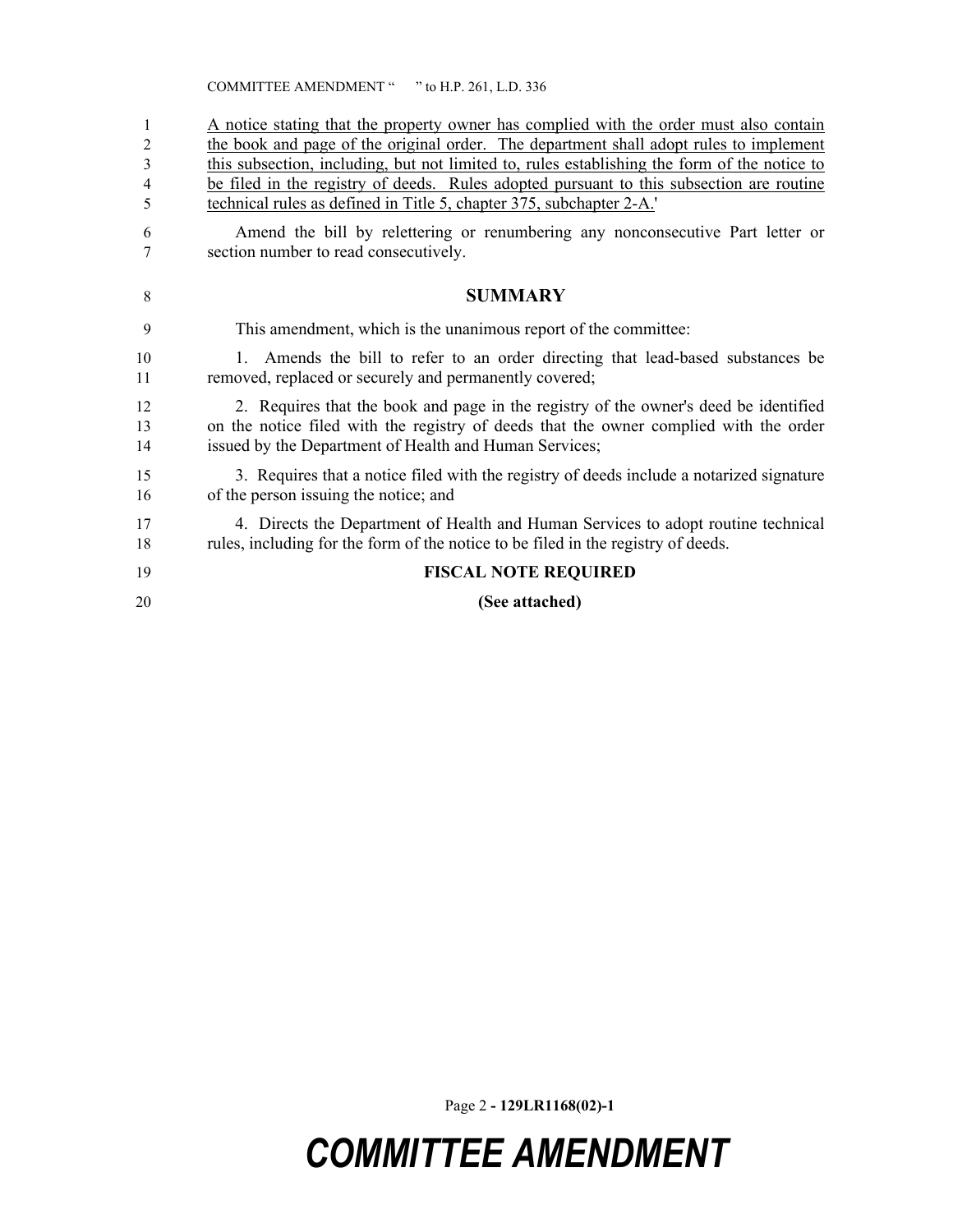A notice stating that the property owner has complied with the order must also contain the book and page of the original order. The department shall adopt rules to implement this subsection, including, but not limited to, rules establishing the form of the notice to be filed in the registry of deeds. Rules adopted pursuant to this subsection are routine technical rules as defined in Title 5, chapter 375, subchapter 2-A.'

Amend the bill by relettering or renumbering any nonconsecutive Part letter or section number to read consecutively.

## SUMMARY

This amendment, which is the unanimous report of the committee:

1. Amends the bill to refer to an order directing that lead-based substances be removed, replaced or securely and permanently covered;

2. Requires that the book and page in the registry of the owner's deed be identified on the notice filed with the registry of deeds that the owner complied with the order issued by the Department of Health and Human Services;

3. Requires that a notice filed with the registry of deeds include a notarized signature of the person issuing the notice; and

4. Directs the Department of Health and Human Services to adopt routine technical rules, including for the form of the notice to be filed in the registry of deeds.

**FISCAL NOTE REQUIRED**

**(See attached)**